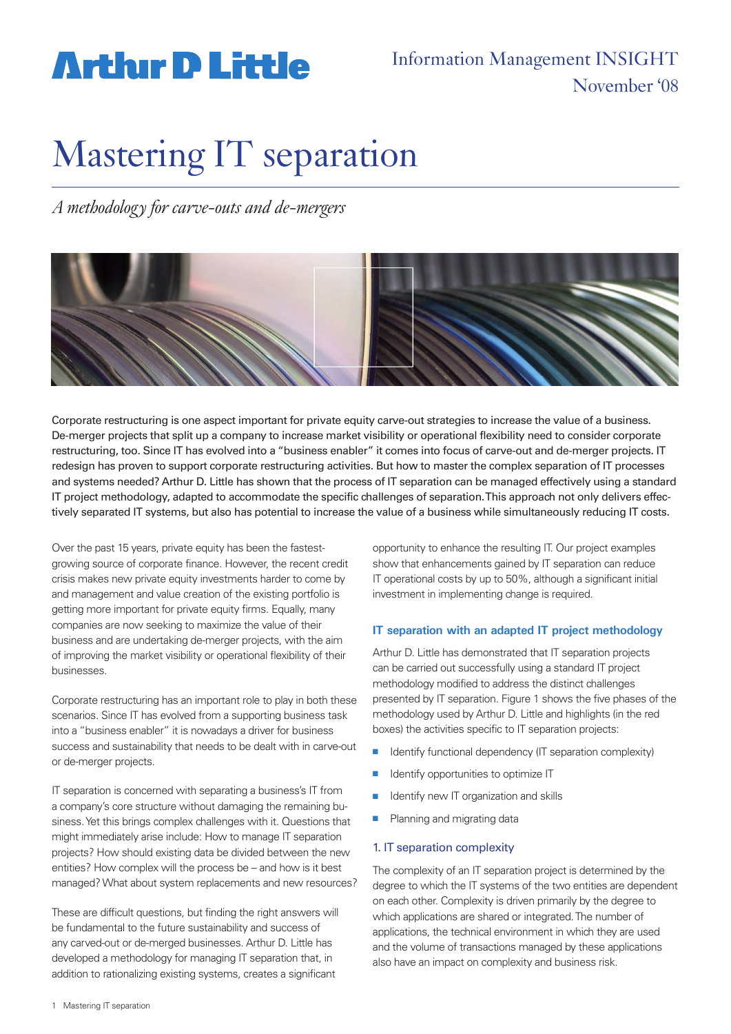Arthur D Little

Information Management INSIGHT
November '08

# Mastering IT separation

*A methodology for carve-outs and de-mergers*

Corporate restructuring is one aspect important for private equity carve-out strategies to increase the value of a business. De-merger projects that split up a company to increase market visibility or operational flexibility need to consider corporate restructuring, too. Since IT has evolved into a "business enabler" it comes into focus of carve-out and de-merger projects. IT redesign has proven to support corporate restructuring activities. But how to master the complex separation of IT processes and systems needed? Arthur D. Little has shown that the process of IT separation can be managed effectively using a standard IT project methodology, adapted to accommodate the specific challenges of separation. This approach not only delivers effectively separated IT systems, but also has potential to increase the value of a business while simultaneously reducing IT costs.

Over the past 15 years, private equity has been the fastest-growing source of corporate finance. However, the recent credit crisis makes new private equity investments harder to come by and management and value creation of the existing portfolio is getting more important for private equity firms. Equally, many companies are now seeking to maximize the value of their business and are undertaking de-merger projects, with the aim of improving the market visibility or operational flexibility of their businesses.

Corporate restructuring has an important role to play in both these scenarios. Since IT has evolved from a supporting business task into a "business enabler" it is nowadays a driver for business success and sustainability that needs to be dealt with in carve-out or de-merger projects.

IT separation is concerned with separating a business's IT from a company's core structure without damaging the remaining business. Yet this brings complex challenges with it. Questions that might immediately arise include: How to manage IT separation projects? How should existing data be divided between the new entities? How complex will the process be – and how is it best managed? What about system replacements and new resources?

These are difficult questions, but finding the right answers will be fundamental to the future sustainability and success of any carved-out or de-merged businesses. Arthur D. Little has developed a methodology for managing IT separation that, in addition to rationalizing existing systems, creates a significant opportunity to enhance the resulting IT. Our project examples show that enhancements gained by IT separation can reduce IT operational costs by up to 50%, although a significant initial investment in implementing change is required.

### IT separation with an adapted IT project methodology

Arthur D. Little has demonstrated that IT separation projects can be carried out successfully using a standard IT project methodology modified to address the distinct challenges presented by IT separation. Figure 1 shows the five phases of the methodology used by Arthur D. Little and highlights (in the red boxes) the activities specific to IT separation projects:

- Identify functional dependency (IT separation complexity)
- Identify opportunities to optimize IT
- Identify new IT organization and skills
- Planning and migrating data

### 1. IT separation complexity

The complexity of an IT separation project is determined by the degree to which the IT systems of the two entities are dependent on each other. Complexity is driven primarily by the degree to which applications are shared or integrated. The number of applications, the technical environment in which they are used and the volume of transactions managed by these applications also have an impact on complexity and business risk.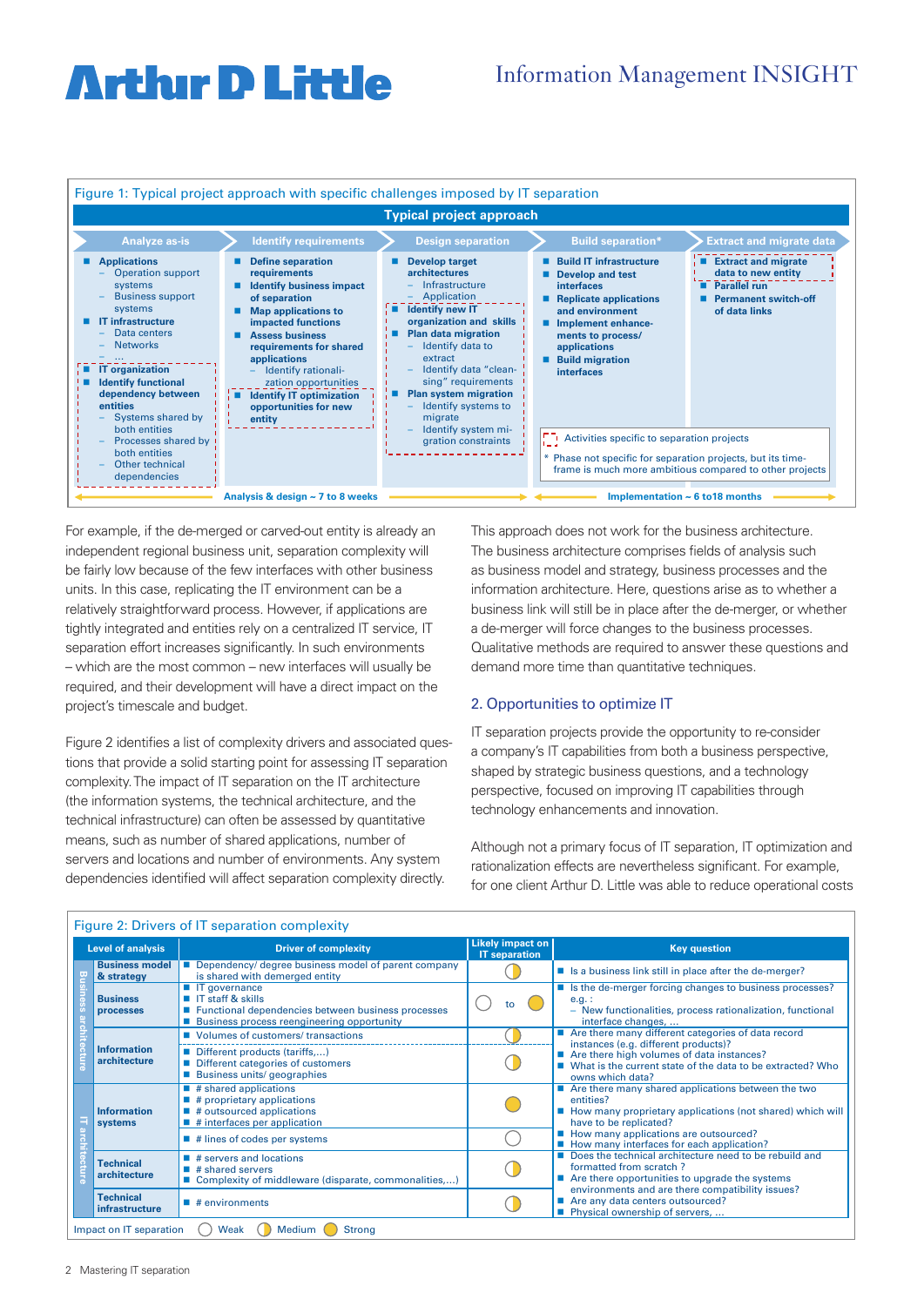Figure 1: Typical project approach with specific challenges imposed by IT separation

**Typical project approach**

| Analyze as-is | Identify requirements | Design separation | Build separation* | Extract and migrate data |
|---|---|---|---|---|
| ■ Applications<br>– Operation support systems<br>– Business support systems<br>■ IT infrastructure<br>– Data centers<br>– Networks<br>– ...<br>■ IT organization<br>■ Identify functional dependency between entities<br>– Systems shared by both entities<br>– Processes shared by both entities<br>– Other technical dependencies | ■ Define separation requirements<br>■ Identify business impact of separation<br>■ Map applications to impacted functions<br>■ Assess business requirements for shared applications<br>– Identify rationalization opportunities<br>■ Identify IT optimization opportunities for new entity | ■ Develop target architectures<br>– Infrastructure<br>– Application<br>■ Identify new IT organization and skills<br>■ Plan data migration<br>– Identify data to extract<br>– Identify data "cleansing" requirements<br>■ Plan system migration<br>– Identify systems to migrate<br>– Identify system migration constraints | ■ Build IT infrastructure<br>■ Develop and test interfaces<br>■ Replicate applications and environment<br>■ Implement enhancements to process/ applications<br>■ Build migration interfaces | ■ Extract and migrate data to new entity<br>■ Parallel run<br>■ Permanent switch-off of data links |

Analysis & design ~ 7 to 8 weeks | Implementation ~ 6 to18 months

[ ] Activities specific to separation projects

\* Phase not specific for separation projects, but its timeframe is much more ambitious compared to other projects

For example, if the de-merged or carved-out entity is already an independent regional business unit, separation complexity will be fairly low because of the few interfaces with other business units. In this case, replicating the IT environment can be a relatively straightforward process. However, if applications are tightly integrated and entities rely on a centralized IT service, IT separation effort increases significantly. In such environments – which are the most common – new interfaces will usually be required, and their development will have a direct impact on the project's timescale and budget.

Figure 2 identifies a list of complexity drivers and associated questions that provide a solid starting point for assessing IT separation complexity. The impact of IT separation on the IT architecture (the information systems, the technical architecture, and the technical infrastructure) can often be assessed by quantitative means, such as number of shared applications, number of servers and locations and number of environments. Any system dependencies identified will affect separation complexity directly.

This approach does not work for the business architecture. The business architecture comprises fields of analysis such as business model and strategy, business processes and the information architecture. Here, questions arise as to whether a business link will still be in place after the de-merger, or whether a de-merger will force changes to the business processes. Qualitative methods are required to answer these questions and demand more time than quantitative techniques.

## 2. Opportunities to optimize IT

IT separation projects provide the opportunity to re-consider a company's IT capabilities from both a business perspective, shaped by strategic business questions, and a technology perspective, focused on improving IT capabilities through technology enhancements and innovation.

Although not a primary focus of IT separation, IT optimization and rationalization effects are nevertheless significant. For example, for one client Arthur D. Little was able to reduce operational costs

Figure 2: Drivers of IT separation complexity

| | Level of analysis | Driver of complexity | Likely impact on IT separation | Key question |
|---|---|---|---|---|
| Business architecture | Business model & strategy | ■ Dependency/ degree business model of parent company is shared with demerged entity | Medium | ■ Is a business link still in place after the de-merger? |
| | Business processes | ■ IT governance<br>■ IT staff & skills<br>■ Functional dependencies between business processes<br>■ Business process reengineering opportunity | Weak to Strong | ■ Is the de-merger forcing changes to business processes? e.g.:<br>– New functionalities, process rationalization, functional interface changes, ... |
| | Information architecture | ■ Volumes of customers/ transactions | Medium | ■ Are there many different categories of data record instances (e.g. different products)?<br>■ Are there high volumes of data instances?<br>■ What is the current state of the data to be extracted? Who owns which data? |
| | | ■ Different products (tariffs,...)<br>■ Different categories of customers<br>■ Business units/ geographies | Medium | |
| IT architecture | Information systems | ■ # shared applications<br>■ # proprietary applications<br>■ # outsourced applications<br>■ # interfaces per application | Strong | ■ Are there many shared applications between the two entities?<br>■ How many proprietary applications (not shared) which will have to be replicated?<br>■ How many applications are outsourced?<br>■ How many interfaces for each application? |
| | | ■ # lines of codes per systems | Weak | |
| | Technical architecture | ■ # servers and locations<br>■ # shared servers<br>■ Complexity of middleware (disparate, commonalities,...) | Medium | ■ Does the technical architecture need to be rebuild and formatted from scratch ?<br>■ Are there opportunities to upgrade the systems environments and are there compatibility issues? |
| | Technical infrastructure | ■ # environments | Medium | ■ Are any data centers outsourced?<br>■ Physical ownership of servers, ... |

Impact on IT separation: Weak, Medium, Strong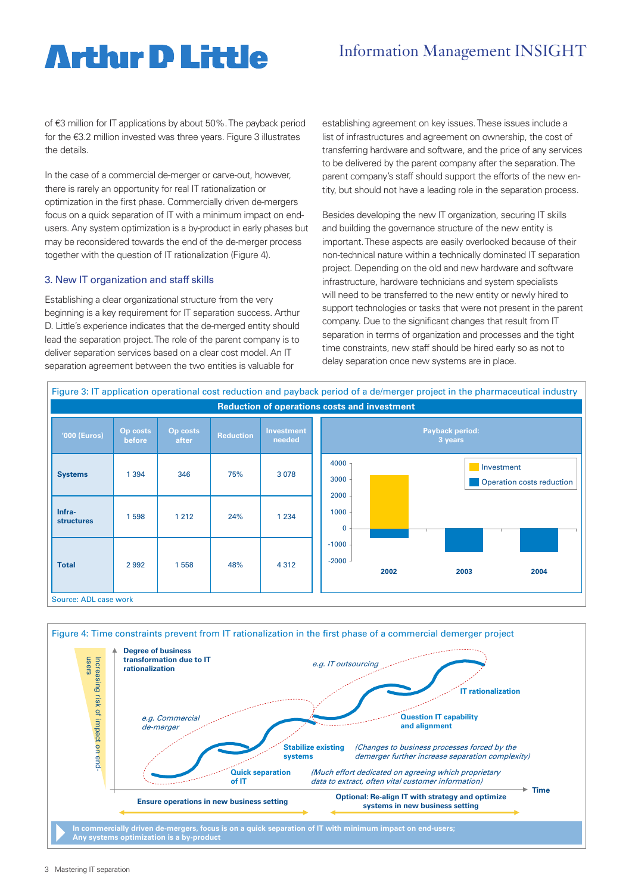of €3 million for IT applications by about 50%. The payback period for the €3.2 million invested was three years. Figure 3 illustrates the details.

In the case of a commercial de-merger or carve-out, however, there is rarely an opportunity for real IT rationalization or optimization in the first phase. Commercially driven de-mergers focus on a quick separation of IT with a minimum impact on end-users. Any system optimization is a by-product in early phases but may be reconsidered towards the end of the de-merger process together with the question of IT rationalization (Figure 4).

### 3. New IT organization and staff skills

Establishing a clear organizational structure from the very beginning is a key requirement for IT separation success. Arthur D. Little's experience indicates that the de-merged entity should lead the separation project. The role of the parent company is to deliver separation services based on a clear cost model. An IT separation agreement between the two entities is valuable for establishing agreement on key issues. These issues include a list of infrastructures and agreement on ownership, the cost of transferring hardware and software, and the price of any services to be delivered by the parent company after the separation. The parent company's staff should support the efforts of the new entity, but should not have a leading role in the separation process.

Besides developing the new IT organization, securing IT skills and building the governance structure of the new entity is important. These aspects are easily overlooked because of their non-technical nature within a technically dominated IT separation project. Depending on the old and new hardware and software infrastructure, hardware technicians and system specialists will need to be transferred to the new entity or newly hired to support technologies or tasks that were not present in the parent company. Due to the significant changes that result from IT separation in terms of organization and processes and the tight time constraints, new staff should be hired early so as not to delay separation once new systems are in place.

Figure 3: IT application operational cost reduction and payback period of a de/merger project in the pharmaceutical industry

**Reduction of operations costs and investment**

| '000 (Euros) | Op costs before | Op costs after | Reduction | Investment needed |
|---|---|---|---|---|
| Systems | 1 394 | 346 | 75% | 3 078 |
| Infra-structures | 1 598 | 1 212 | 24% | 1 234 |
| Total | 2 992 | 1 558 | 48% | 4 312 |

Payback period: 3 years

Source: ADL case work

Figure 4: Time constraints prevent from IT rationalization in the first phase of a commercial demerger project

**In commercially driven de-mergers, focus is on a quick separation of IT with minimum impact on end-users; Any systems optimization is a by-product**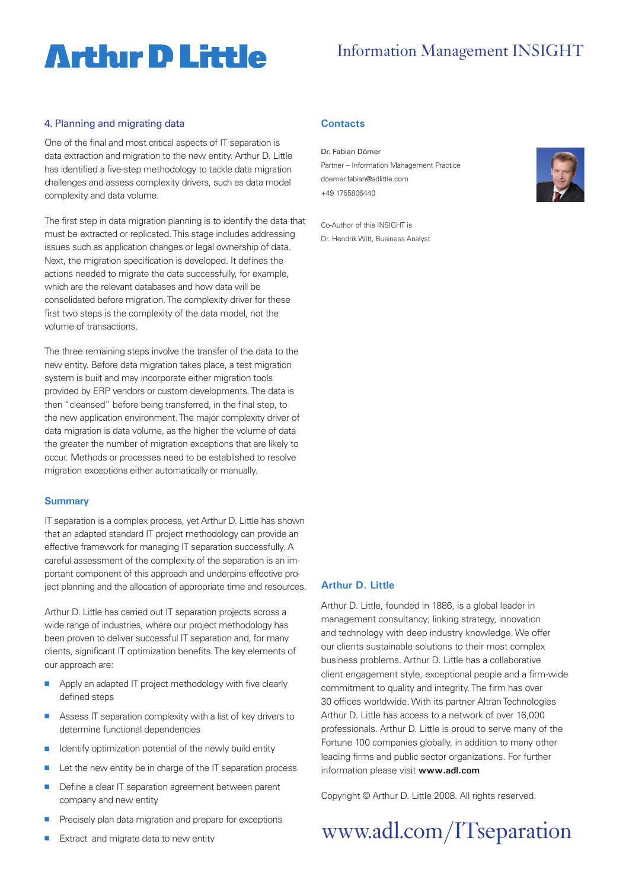## 4. Planning and migrating data

One of the final and most critical aspects of IT separation is data extraction and migration to the new entity. Arthur D. Little has identified a five-step methodology to tackle data migration challenges and assess complexity drivers, such as data model complexity and data volume.

The first step in data migration planning is to identify the data that must be extracted or replicated. This stage includes addressing issues such as application changes or legal ownership of data. Next, the migration specification is developed. It defines the actions needed to migrate the data successfully, for example, which are the relevant databases and how data will be consolidated before migration. The complexity driver for these first two steps is the complexity of the data model, not the volume of transactions.

The three remaining steps involve the transfer of the data to the new entity. Before data migration takes place, a test migration system is built and may incorporate either migration tools provided by ERP vendors or custom developments. The data is then "cleansed" before being transferred, in the final step, to the new application environment. The major complexity driver of data migration is data volume, as the higher the volume of data the greater the number of migration exceptions that are likely to occur. Methods or processes need to be established to resolve migration exceptions either automatically or manually.

## Summary

IT separation is a complex process, yet Arthur D. Little has shown that an adapted standard IT project methodology can provide an effective framework for managing IT separation successfully. A careful assessment of the complexity of the separation is an important component of this approach and underpins effective project planning and the allocation of appropriate time and resources.

Arthur D. Little has carried out IT separation projects across a wide range of industries, where our project methodology has been proven to deliver successful IT separation and, for many clients, significant IT optimization benefits. The key elements of our approach are:

- Apply an adapted IT project methodology with five clearly defined steps
- Assess IT separation complexity with a list of key drivers to determine functional dependencies
- Identify optimization potential of the newly build entity
- Let the new entity be in charge of the IT separation process
- Define a clear IT separation agreement between parent company and new entity
- Precisely plan data migration and prepare for exceptions
- Extract and migrate data to new entity

## Contacts

Dr. Fabian Dömer
Partner – Information Management Practice
doemer.fabian@adlittle.com
+49 1755806440

Co-Author of this INSIGHT is
Dr. Hendrik Witt, Business Analyst

## Arthur D. Little

Arthur D. Little, founded in 1886, is a global leader in management consultancy; linking strategy, innovation and technology with deep industry knowledge. We offer our clients sustainable solutions to their most complex business problems. Arthur D. Little has a collaborative client engagement style, exceptional people and a firm-wide commitment to quality and integrity. The firm has over 30 offices worldwide. With its partner Altran Technologies Arthur D. Little has access to a network of over 16,000 professionals. Arthur D. Little is proud to serve many of the Fortune 100 companies globally, in addition to many other leading firms and public sector organizations. For further information please visit **www.adl.com**

Copyright © Arthur D. Little 2008. All rights reserved.

www.adl.com/ITseparation